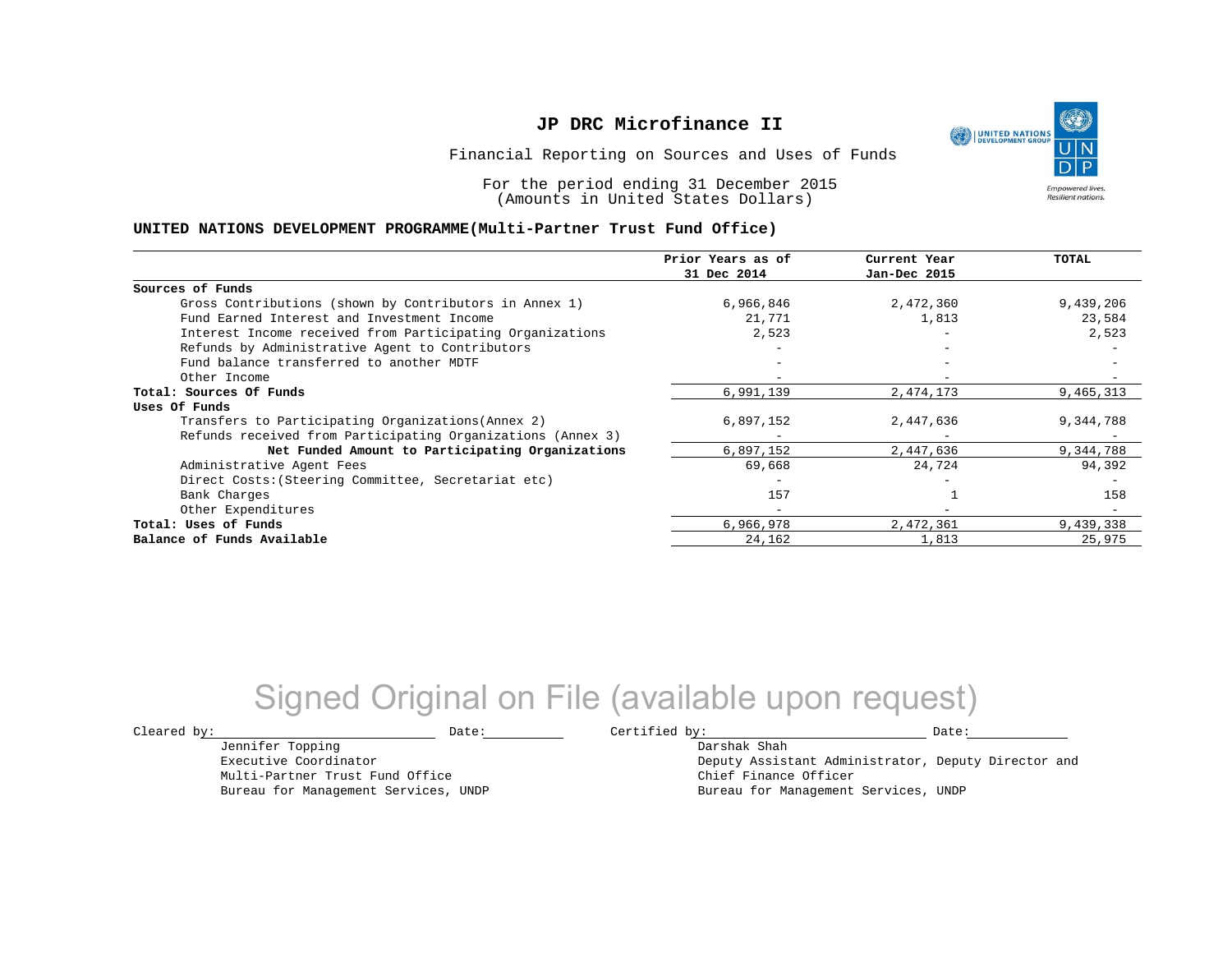# JP DRC Microfinance II

Financial Reporting on Sources and Uses of Funds

For the period ending 31 December 2015
(Amounts in United States Dollars)

**UNITED NATIONS DEVELOPMENT PROGRAMME(Multi-Partner Trust Fund Office)**

| | Prior Years as of 31 Dec 2014 | Current Year Jan-Dec 2015 | TOTAL |
|---|---|---|---|
| **Sources of Funds** | | | |
| Gross Contributions (shown by Contributors in Annex 1) | 6,966,846 | 2,472,360 | 9,439,206 |
| Fund Earned Interest and Investment Income | 21,771 | 1,813 | 23,584 |
| Interest Income received from Participating Organizations | 2,523 | - | 2,523 |
| Refunds by Administrative Agent to Contributors | - | - | - |
| Fund balance transferred to another MDTF | - | - | - |
| Other Income | - | - | - |
| **Total: Sources Of Funds** | 6,991,139 | 2,474,173 | 9,465,313 |
| **Uses Of Funds** | | | |
| Transfers to Participating Organizations(Annex 2) | 6,897,152 | 2,447,636 | 9,344,788 |
| Refunds received from Participating Organizations (Annex 3) | - | - | - |
| **Net Funded Amount to Participating Organizations** | 6,897,152 | 2,447,636 | 9,344,788 |
| Administrative Agent Fees | 69,668 | 24,724 | 94,392 |
| Direct Costs:(Steering Committee, Secretariat etc) | - | - | - |
| Bank Charges | 157 | 1 | 158 |
| Other Expenditures | - | - | - |
| **Total: Uses of Funds** | 6,966,978 | 2,472,361 | 9,439,338 |
| **Balance of Funds Available** | 24,162 | 1,813 | 25,975 |

Signed Original on File (available upon request)

Cleared by: ____________________ Date: __________

Jennifer Topping
Executive Coordinator
Multi-Partner Trust Fund Office
Bureau for Management Services, UNDP

Certified by: ____________________ Date: __________

Darshak Shah
Deputy Assistant Administrator, Deputy Director and
Chief Finance Officer
Bureau for Management Services, UNDP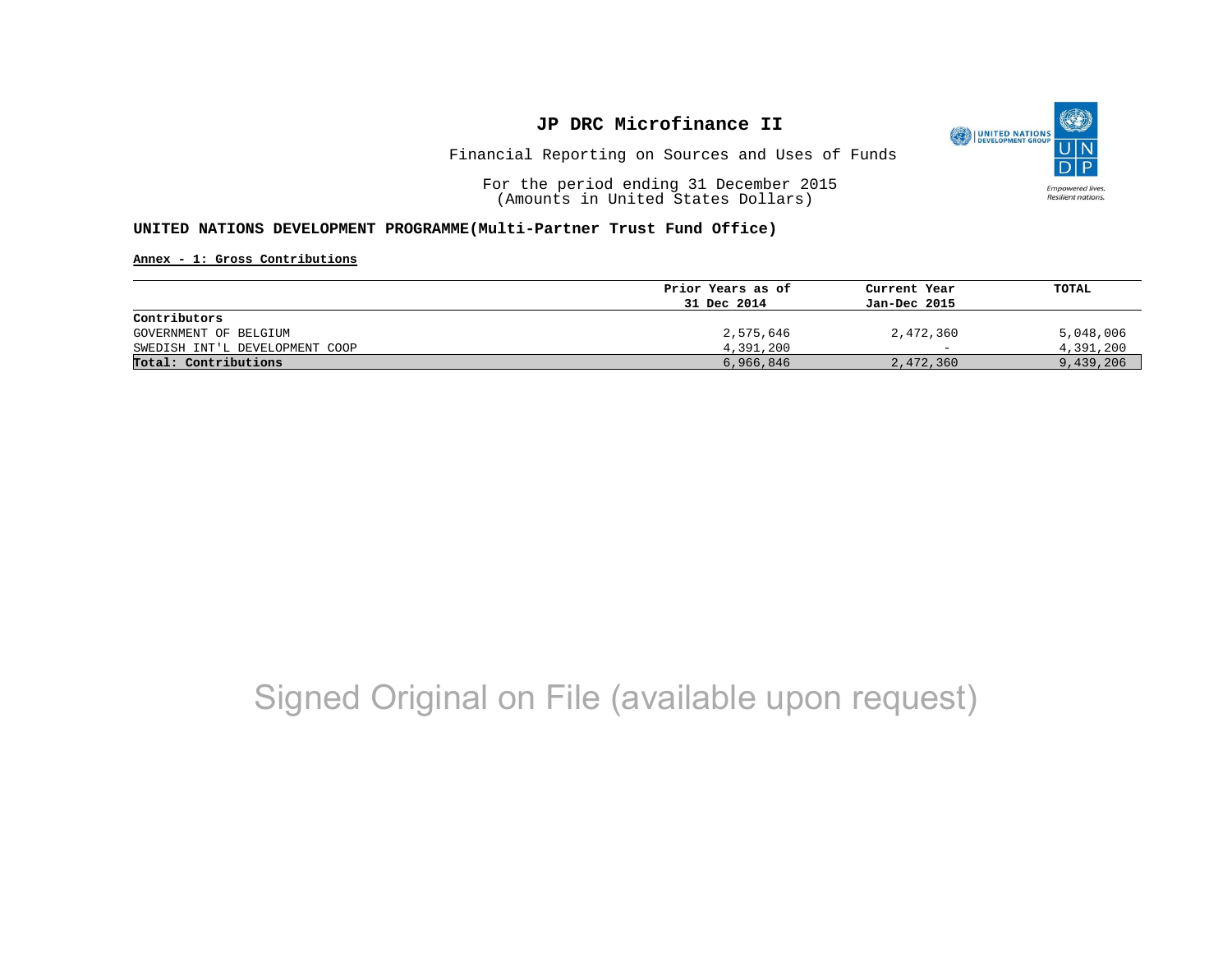# JP DRC Microfinance II

Financial Reporting on Sources and Uses of Funds

For the period ending 31 December 2015
(Amounts in United States Dollars)

**UNITED NATIONS DEVELOPMENT PROGRAMME(Multi-Partner Trust Fund Office)**

**Annex - 1: Gross Contributions**

| | Prior Years as of 31 Dec 2014 | Current Year Jan-Dec 2015 | TOTAL |
|---|---|---|---|
| **Contributors** | | | |
| GOVERNMENT OF BELGIUM | 2,575,646 | 2,472,360 | 5,048,006 |
| SWEDISH INT'L DEVELOPMENT COOP | 4,391,200 | - | 4,391,200 |
| **Total: Contributions** | 6,966,846 | 2,472,360 | 9,439,206 |

Signed Original on File (available upon request)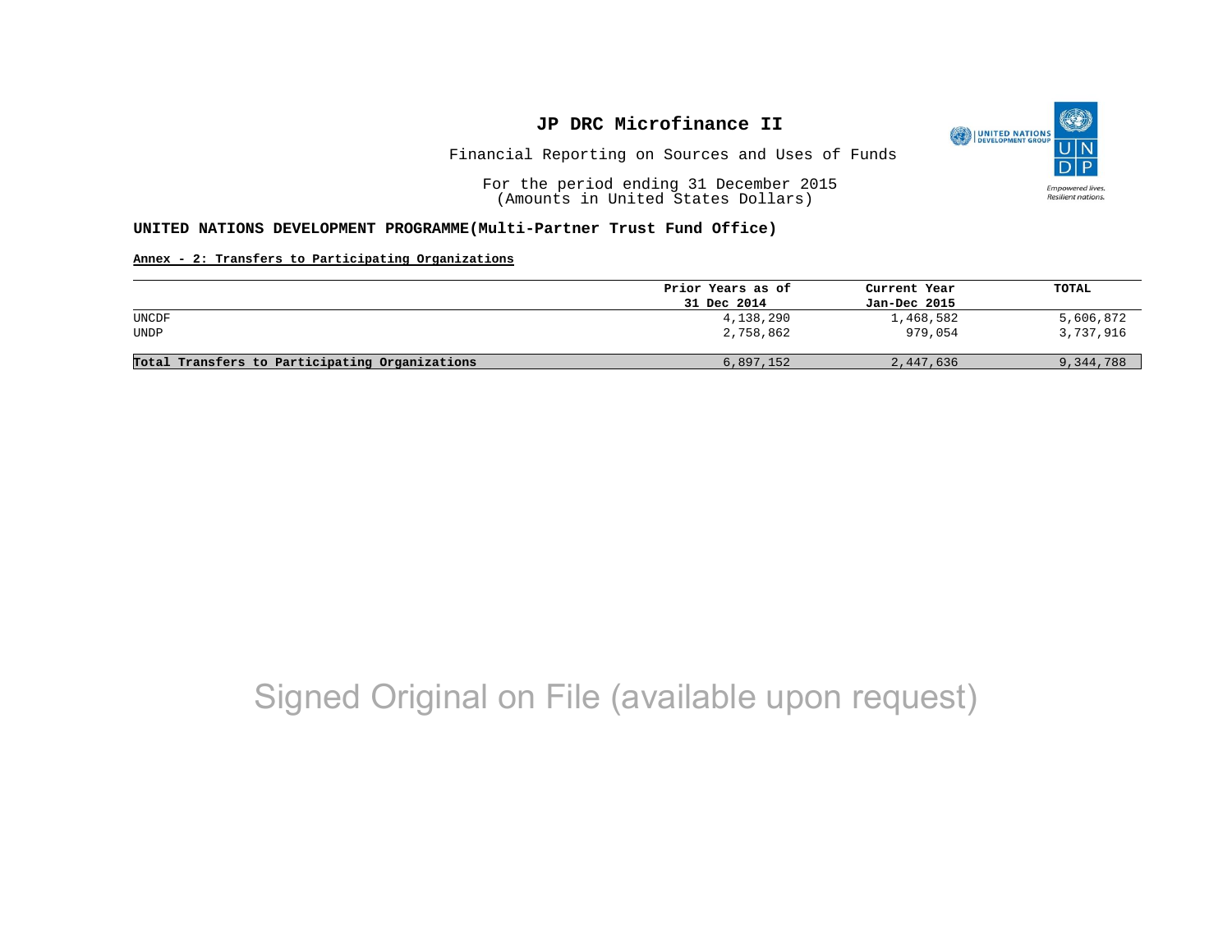# JP DRC Microfinance II

Financial Reporting on Sources and Uses of Funds

For the period ending 31 December 2015
(Amounts in United States Dollars)

**UNITED NATIONS DEVELOPMENT PROGRAMME(Multi-Partner Trust Fund Office)**

**Annex - 2: Transfers to Participating Organizations**

| | Prior Years as of 31 Dec 2014 | Current Year Jan-Dec 2015 | TOTAL |
|---|---|---|---|
| UNCDF | 4,138,290 | 1,468,582 | 5,606,872 |
| UNDP | 2,758,862 | 979,054 | 3,737,916 |
| **Total Transfers to Participating Organizations** | 6,897,152 | 2,447,636 | 9,344,788 |

Signed Original on File (available upon request)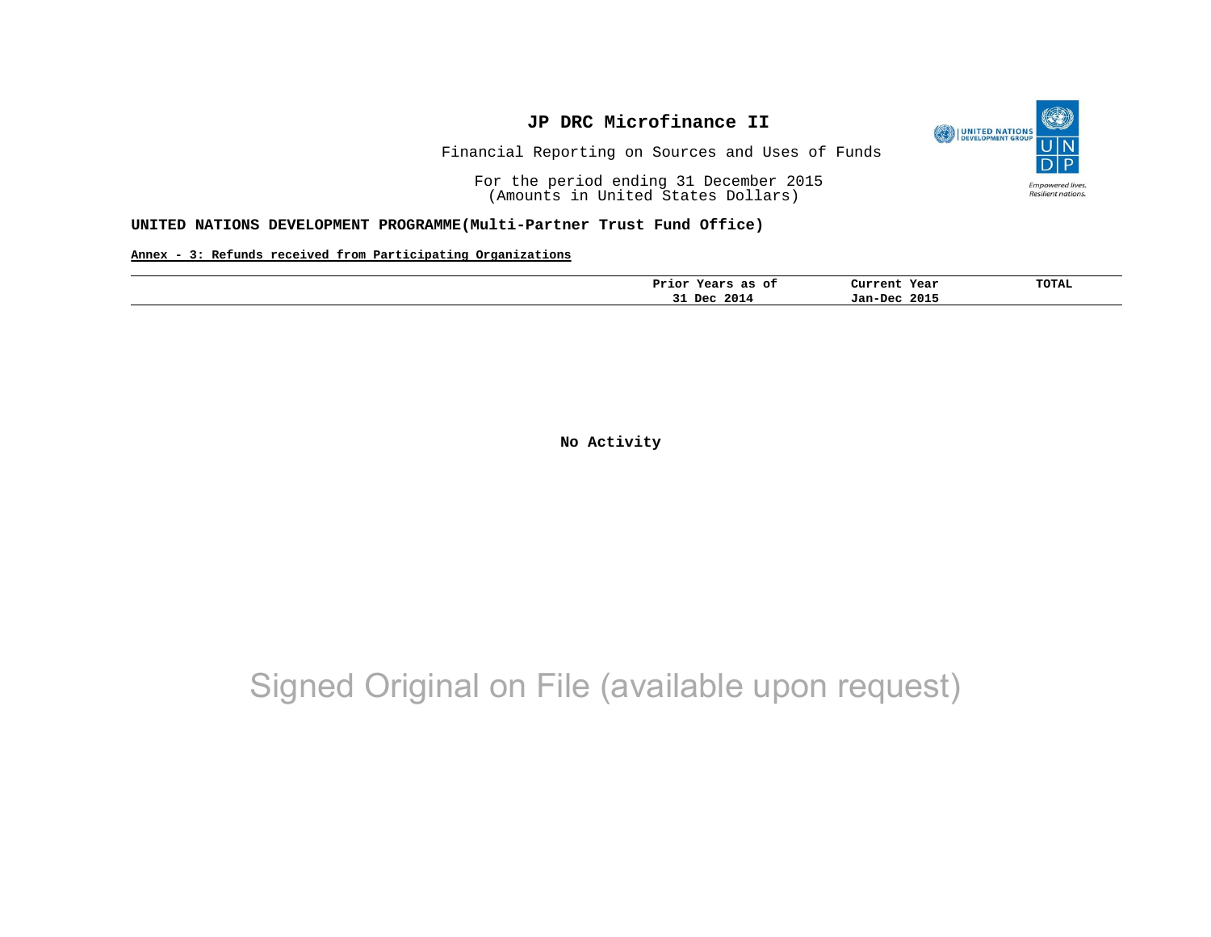# JP DRC Microfinance II

Financial Reporting on Sources and Uses of Funds

For the period ending 31 December 2015
(Amounts in United States Dollars)

**UNITED NATIONS DEVELOPMENT PROGRAMME(Multi-Partner Trust Fund Office)**

**Annex - 3: Refunds received from Participating Organizations**

| | Prior Years as of 31 Dec 2014 | Current Year Jan-Dec 2015 | TOTAL |
|---|---|---|---|

**No Activity**

Signed Original on File (available upon request)